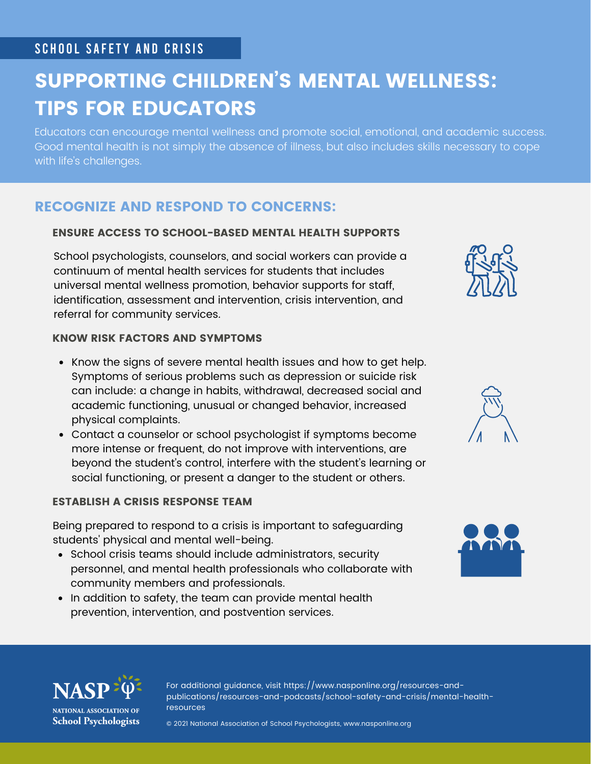SCHOOL SAFETY AND CRISIS

# SUPPORTING CHILDREN'S MENTAL WELLNESS: TIPS FOR EDUCATORS

Educators can encourage mental wellness and promote social, emotional, and academic success. Good mental health is not simply the absence of illness, but also includes skills necessary to cope with life's challenges.

## RECOGNIZE AND RESPOND TO CONCERNS:

### ENSURE ACCESS TO SCHOOL-BASED MENTAL HEALTH SUPPORTS

School psychologists, counselors, and social workers can provide a continuum of mental health services for students that includes universal mental wellness promotion, behavior supports for staff, identification, assessment and intervention, crisis intervention, and referral for community services.

### KNOW RISK FACTORS AND SYMPTOMS

- Know the signs of severe mental health issues and how to get help. Symptoms of serious problems such as depression or suicide risk can include: a change in habits, withdrawal, decreased social and academic functioning, unusual or changed behavior, increased physical complaints.
- Contact a counselor or school psychologist if symptoms become more intense or frequent, do not improve with interventions, are beyond the student's control, interfere with the student's learning or social functioning, or present a danger to the student or others.

### ESTABLISH A CRISIS RESPONSE TEAM

Being prepared to respond to a crisis is important to safeguarding students' physical and mental well-being.

- School crisis teams should include administrators, security personnel, and mental health professionals who collaborate with community members and professionals.
- In addition to safety, the team can provide mental health prevention, intervention, and postvention services.

NASP
NATIONAL ASSOCIATION OF School Psychologists

For additional guidance, visit https://www.nasponline.org/resources-and-publications/resources-and-podcasts/school-safety-and-crisis/mental-health-resources

© 2021 National Association of School Psychologists, www.nasponline.org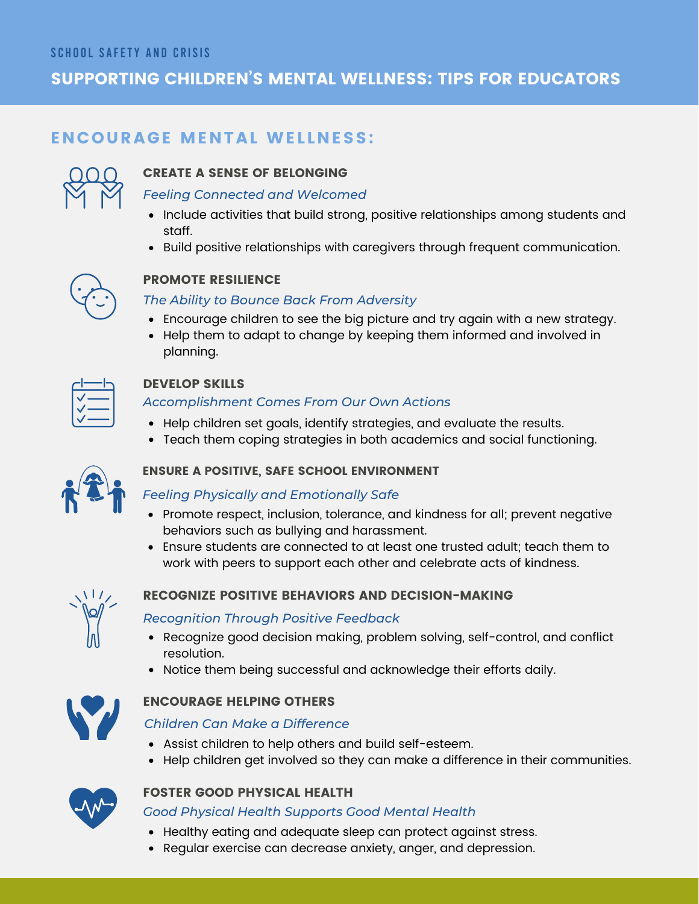SCHOOL SAFETY AND CRISIS

# SUPPORTING CHILDREN'S MENTAL WELLNESS: TIPS FOR EDUCATORS

## ENCOURAGE MENTAL WELLNESS:

### CREATE A SENSE OF BELONGING

*Feeling Connected and Welcomed*

- Include activities that build strong, positive relationships among students and staff.
- Build positive relationships with caregivers through frequent communication.

### PROMOTE RESILIENCE

*The Ability to Bounce Back From Adversity*

- Encourage children to see the big picture and try again with a new strategy.
- Help them to adapt to change by keeping them informed and involved in planning.

### DEVELOP SKILLS

*Accomplishment Comes From Our Own Actions*

- Help children set goals, identify strategies, and evaluate the results.
- Teach them coping strategies in both academics and social functioning.

### ENSURE A POSITIVE, SAFE SCHOOL ENVIRONMENT

*Feeling Physically and Emotionally Safe*

- Promote respect, inclusion, tolerance, and kindness for all; prevent negative behaviors such as bullying and harassment.
- Ensure students are connected to at least one trusted adult; teach them to work with peers to support each other and celebrate acts of kindness.

### RECOGNIZE POSITIVE BEHAVIORS AND DECISION-MAKING

*Recognition Through Positive Feedback*

- Recognize good decision making, problem solving, self-control, and conflict resolution.
- Notice them being successful and acknowledge their efforts daily.

### ENCOURAGE HELPING OTHERS

*Children Can Make a Difference*

- Assist children to help others and build self-esteem.
- Help children get involved so they can make a difference in their communities.

### FOSTER GOOD PHYSICAL HEALTH

*Good Physical Health Supports Good Mental Health*

- Healthy eating and adequate sleep can protect against stress.
- Regular exercise can decrease anxiety, anger, and depression.